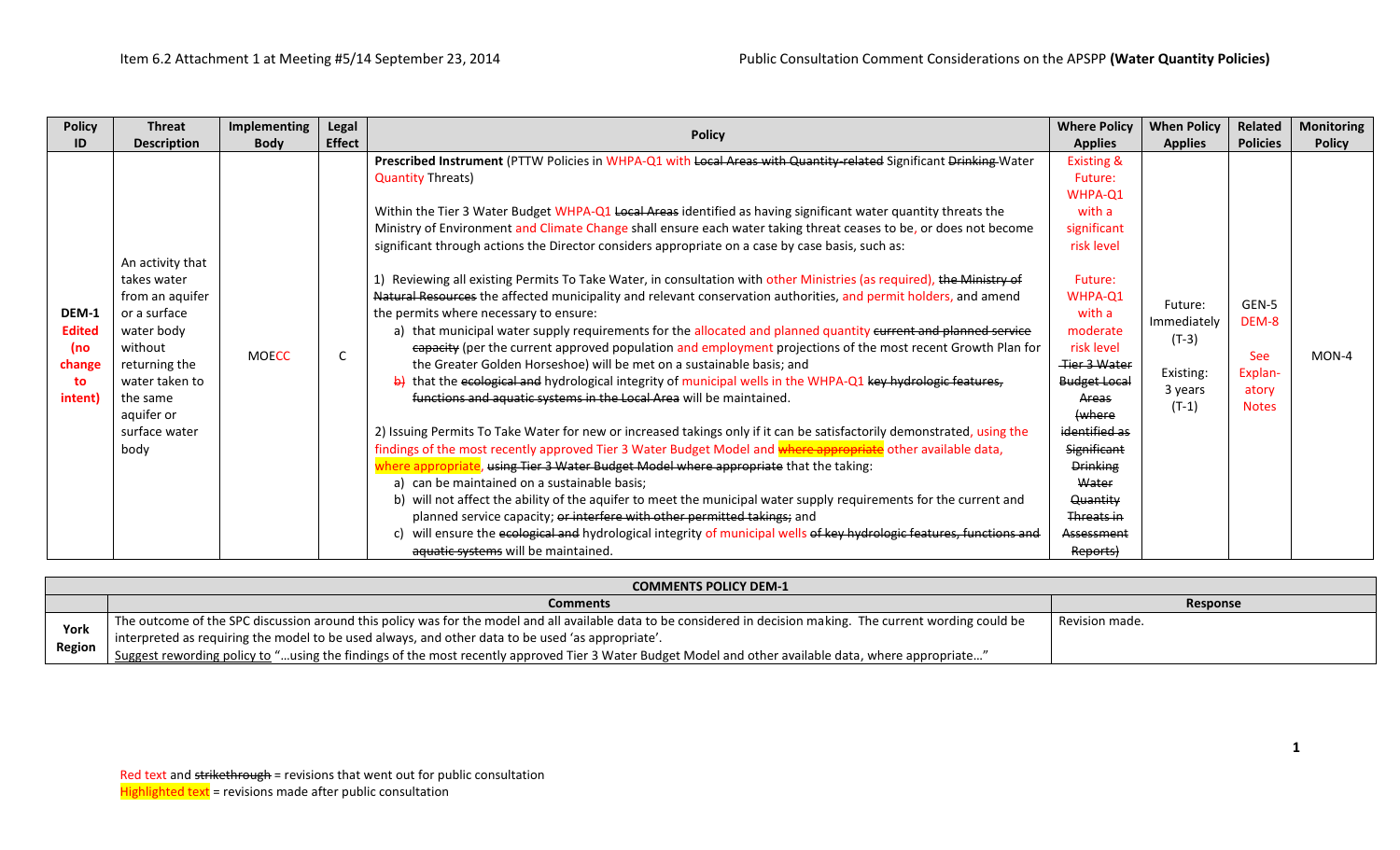| Policy ID | Threat Description | Implementing Body | Legal Effect | Policy | Where Policy Applies | When Policy Applies | Related Policies | Monitoring Policy |
|---|---|---|---|---|---|---|---|---|
| DEM-1 Edited (no change to intent) | An activity that takes water from an aquifer or a surface water body without returning the water taken to the same aquifer or surface water body | MOECC | C | **Prescribed Instrument** (PTTW Policies in WHPA-Q1 with ~~Local Areas with Quantity-related~~ Significant ~~Drinking~~ Water Quantity Threats)<br><br>Within the Tier 3 Water Budget WHPA-Q1 ~~Local Areas~~ identified as having significant water quantity threats the Ministry of Environment and Climate Change shall ensure each water taking threat ceases to be, or does not become significant through actions the Director considers appropriate on a case by case basis, such as:<br><br>1) Reviewing all existing Permits To Take Water, in consultation with other Ministries (as required), ~~the Ministry of Natural Resources~~ the affected municipality and relevant conservation authorities, and permit holders, and amend the permits where necessary to ensure:<br>a) that municipal water supply requirements for the allocated and planned quantity ~~current and planned service capacity~~ (per the current approved population and employment projections of the most recent Growth Plan for the Greater Golden Horseshoe) will be met on a sustainable basis; and<br>~~b)~~ that the ~~ecological and~~ hydrological integrity of municipal wells in the WHPA-Q1 ~~key hydrologic features, functions and aquatic systems in the Local Area~~ will be maintained.<br><br>2) Issuing Permits To Take Water for new or increased takings only if it can be satisfactorily demonstrated, using the findings of the most recently approved Tier 3 Water Budget Model and ~~where appropriate~~ other available data, where appropriate, ~~using Tier 3 Water Budget Model where appropriate~~ that the taking:<br>a) can be maintained on a sustainable basis;<br>b) will not affect the ability of the aquifer to meet the municipal water supply requirements for the current and planned service capacity; ~~or interfere with other permitted takings;~~ and<br>c) will ensure the ~~ecological and~~ hydrological integrity of municipal wells ~~of key hydrologic features, functions and aquatic systems~~ will be maintained. | Existing & Future: WHPA-Q1 with a significant risk level<br><br>Future: WHPA-Q1 with a moderate risk level<br>~~Tier 3 Water Budget Local Areas (where identified as Significant Drinking Water Quantity Threats in Assessment Reports)~~ | Future: Immediately (T-3)<br><br>Existing: 3 years (T-1) | GEN-5<br>DEM-8<br><br>See Explan-atory Notes | MON-4 |

| COMMENTS POLICY DEM-1 | | |
|---|---|---|
| | **Comments** | **Response** |
| **York Region** | The outcome of the SPC discussion around this policy was for the model and all available data to be considered in decision making. The current wording could be interpreted as requiring the model to be used always, and other data to be used 'as appropriate'.<br>Suggest rewording policy to "…using the findings of the most recently approved Tier 3 Water Budget Model and other available data, where appropriate…" | Revision made. |

Red text and ~~strikethrough~~ = revisions that went out for public consultation
Highlighted text = revisions made after public consultation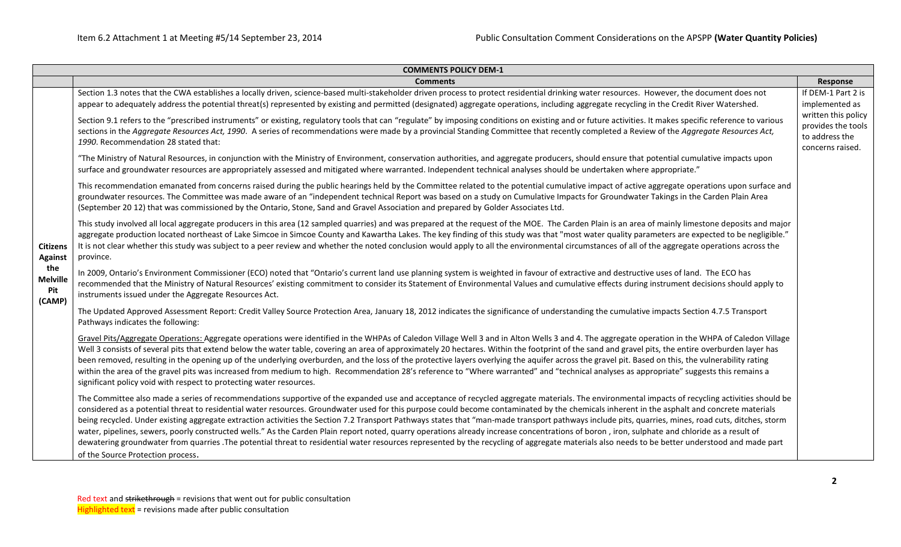| COMMENTS POLICY DEM-1 | | |
|---|---|---|
| | **Comments** | **Response** |
| **Citizens Against the Melville Pit (CAMP)** | Section 1.3 notes that the CWA establishes a locally driven, science-based multi-stakeholder driven process to protect residential drinking water resources. However, the document does not appear to adequately address the potential threat(s) represented by existing and permitted (designated) aggregate operations, including aggregate recycling in the Credit River Watershed.<br><br>Section 9.1 refers to the "prescribed instruments" or existing, regulatory tools that can "regulate" by imposing conditions on existing and or future activities. It makes specific reference to various sections in the *Aggregate Resources Act, 1990*. A series of recommendations were made by a provincial Standing Committee that recently completed a Review of the *Aggregate Resources Act, 1990*. Recommendation 28 stated that:<br><br>"The Ministry of Natural Resources, in conjunction with the Ministry of Environment, conservation authorities, and aggregate producers, should ensure that potential cumulative impacts upon surface and groundwater resources are appropriately assessed and mitigated where warranted. Independent technical analyses should be undertaken where appropriate."<br><br>This recommendation emanated from concerns raised during the public hearings held by the Committee related to the potential cumulative impact of active aggregate operations upon surface and groundwater resources. The Committee was made aware of an "independent technical Report was based on a study on Cumulative Impacts for Groundwater Takings in the Carden Plain Area (September 20 12) that was commissioned by the Ontario, Stone, Sand and Gravel Association and prepared by Golder Associates Ltd.<br><br>This study involved all local aggregate producers in this area (12 sampled quarries) and was prepared at the request of the MOE. The Carden Plain is an area of mainly limestone deposits and major aggregate production located northeast of Lake Simcoe in Simcoe County and Kawartha Lakes. The key finding of this study was that "most water quality parameters are expected to be negligible." It is not clear whether this study was subject to a peer review and whether the noted conclusion would apply to all the environmental circumstances of all of the aggregate operations across the province.<br><br>In 2009, Ontario's Environment Commissioner (ECO) noted that "Ontario's current land use planning system is weighted in favour of extractive and destructive uses of land. The ECO has recommended that the Ministry of Natural Resources' existing commitment to consider its Statement of Environmental Values and cumulative effects during instrument decisions should apply to instruments issued under the Aggregate Resources Act.<br><br>The Updated Approved Assessment Report: Credit Valley Source Protection Area, January 18, 2012 indicates the significance of understanding the cumulative impacts Section 4.7.5 Transport Pathways indicates the following:<br><br>Gravel Pits/Aggregate Operations: Aggregate operations were identified in the WHPAs of Caledon Village Well 3 and in Alton Wells 3 and 4. The aggregate operation in the WHPA of Caledon Village Well 3 consists of several pits that extend below the water table, covering an area of approximately 20 hectares. Within the footprint of the sand and gravel pits, the entire overburden layer has been removed, resulting in the opening up of the underlying overburden, and the loss of the protective layers overlying the aquifer across the gravel pit. Based on this, the vulnerability rating within the area of the gravel pits was increased from medium to high. Recommendation 28's reference to "Where warranted" and "technical analyses as appropriate" suggests this remains a significant policy void with respect to protecting water resources.<br><br>The Committee also made a series of recommendations supportive of the expanded use and acceptance of recycled aggregate materials. The environmental impacts of recycling activities should be considered as a potential threat to residential water resources. Groundwater used for this purpose could become contaminated by the chemicals inherent in the asphalt and concrete materials being recycled. Under existing aggregate extraction activities the Section 7.2 Transport Pathways states that "man-made transport pathways include pits, quarries, mines, road cuts, ditches, storm water, pipelines, sewers, poorly constructed wells." As the Carden Plain report noted, quarry operations already increase concentrations of boron , iron, sulphate and chloride as a result of dewatering groundwater from quarries .The potential threat to residential water resources represented by the recycling of aggregate materials also needs to be better understood and made part of the Source Protection process. | If DEM-1 Part 2 is implemented as written this policy provides the tools to address the concerns raised. |

Red text and ~~strikethrough~~ = revisions that went out for public consultation
Highlighted text = revisions made after public consultation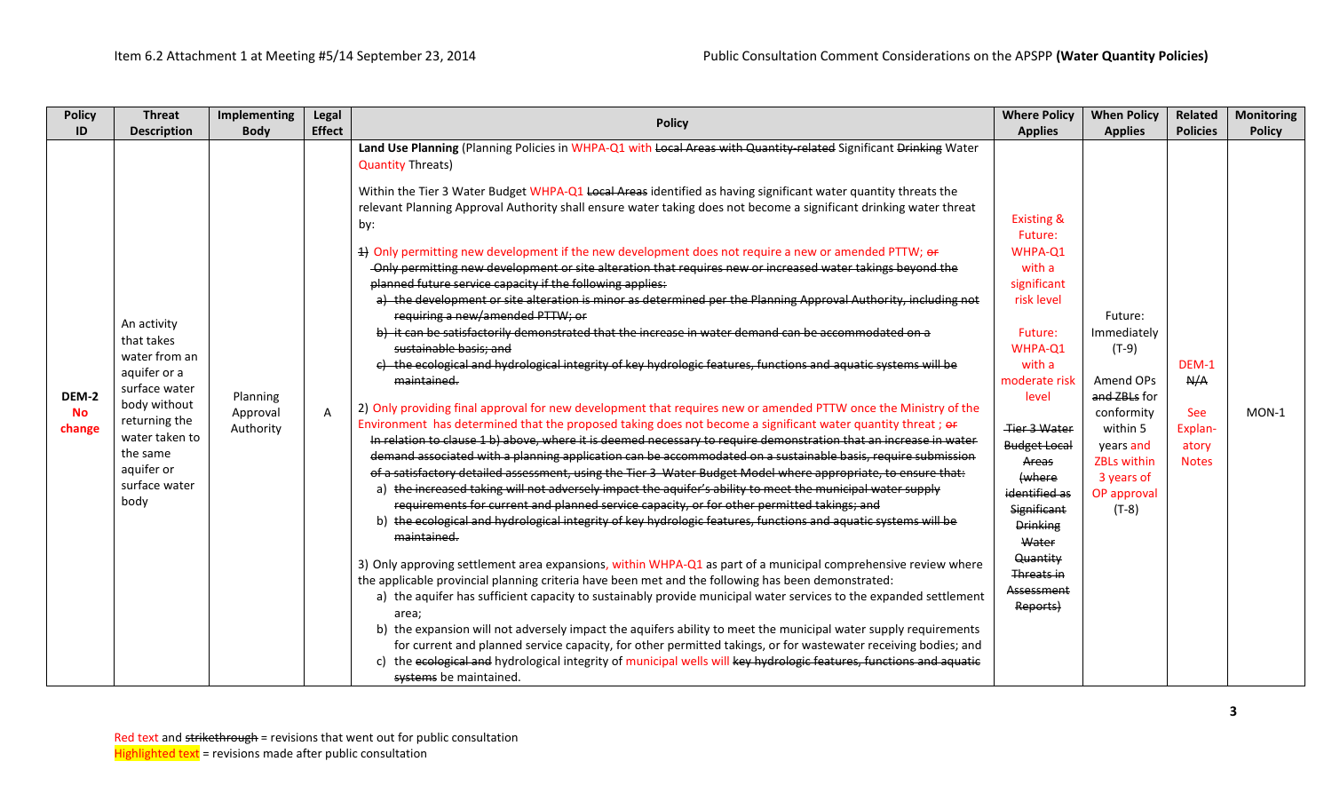| Policy ID | Threat Description | Implementing Body | Legal Effect | Policy | Where Policy Applies | When Policy Applies | Related Policies | Monitoring Policy |
|---|---|---|---|---|---|---|---|---|
| DEM-2 No change | An activity that takes water from an aquifer or a surface water body without returning the water taken to the same aquifer or surface water body | Planning Approval Authority | A | **Land Use Planning** (Planning Policies in WHPA-Q1 with ~~Local Areas with Quantity-related~~ Significant ~~Drinking~~ Water Quantity Threats)<br><br>Within the Tier 3 Water Budget WHPA-Q1 ~~Local Areas~~ identified as having significant water quantity threats the relevant Planning Approval Authority shall ensure water taking does not become a significant drinking water threat by:<br><br>~~1)~~ 1) Only permitting new development if the new development does not require a new or amended PTTW; ~~or~~<br>~~Only permitting new development or site alteration that requires new or increased water takings beyond the planned future service capacity if the following applies:~~<br>~~a) the development or site alteration is minor as determined per the Planning Approval Authority, including not requiring a new/amended PTTW; or~~<br>~~b) it can be satisfactorily demonstrated that the increase in water demand can be accommodated on a sustainable basis; and~~<br>~~c) the ecological and hydrological integrity of key hydrologic features, functions and aquatic systems will be maintained.~~<br><br>2) Only providing final approval for new development that requires new or amended PTTW once the Ministry of the Environment has determined that the proposed taking does not become a significant water quantity threat ; ~~or~~<br>~~In relation to clause 1 b) above, where it is deemed necessary to require demonstration that an increase in water demand associated with a planning application can be accommodated on a sustainable basis, require submission of a satisfactory detailed assessment, using the Tier 3 Water Budget Model where appropriate, to ensure that:~~<br>~~a) the increased taking will not adversely impact the aquifer's ability to meet the municipal water supply requirements for current and planned service capacity, or for other permitted takings; and~~<br>~~b) the ecological and hydrological integrity of key hydrologic features, functions and aquatic systems will be maintained.~~<br><br>3) Only approving settlement area expansions, within WHPA-Q1 as part of a municipal comprehensive review where the applicable provincial planning criteria have been met and the following has been demonstrated:<br>a) the aquifer has sufficient capacity to sustainably provide municipal water services to the expanded settlement area;<br>b) the expansion will not adversely impact the aquifers ability to meet the municipal water supply requirements for current and planned service capacity, for other permitted takings, or for wastewater receiving bodies; and<br>c) the ~~ecological and~~ hydrological integrity of municipal wells will ~~key hydrologic features, functions and aquatic systems~~ be maintained. | Existing & Future: WHPA-Q1 with a significant risk level<br><br>Future: WHPA-Q1 with a moderate risk level<br><br>~~Tier 3 Water Budget Local Areas (where identified as Significant Drinking Water Quantity Threats in Assessment Reports)~~ | Future: Immediately (T-9)<br><br>Amend OPs ~~and ZBLs~~ for conformity within 5 years and ZBLs within 3 years of OP approval (T-8) | DEM-1 ~~N/A~~<br><br>See Explan-atory Notes | MON-1 |

Red text and ~~strikethrough~~ = revisions that went out for public consultation
Highlighted text = revisions made after public consultation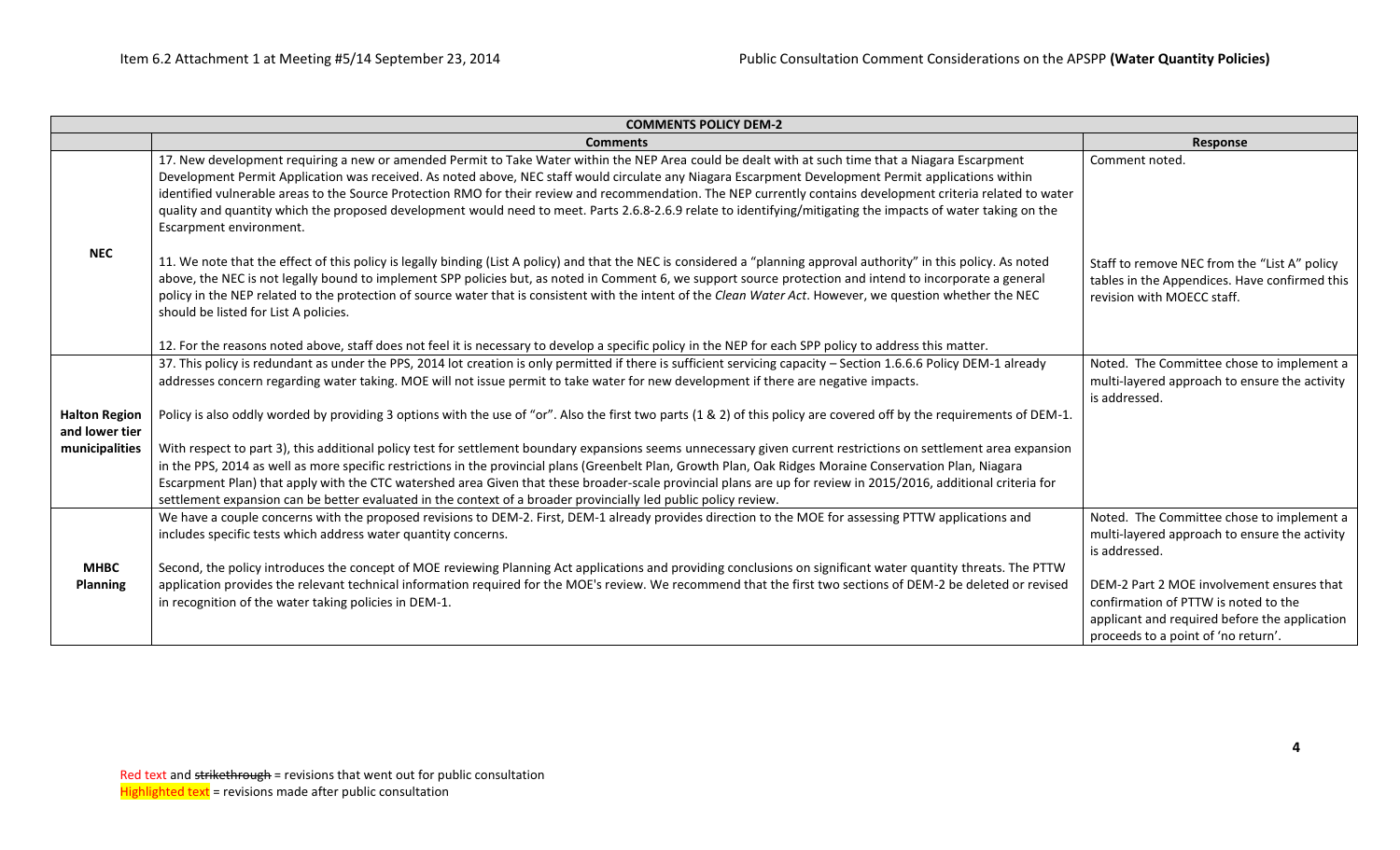| COMMENTS POLICY DEM-2 | | |
|---|---|---|
| | **Comments** | **Response** |
| **NEC** | 17. New development requiring a new or amended Permit to Take Water within the NEP Area could be dealt with at such time that a Niagara Escarpment Development Permit Application was received. As noted above, NEC staff would circulate any Niagara Escarpment Development Permit applications within identified vulnerable areas to the Source Protection RMO for their review and recommendation. The NEP currently contains development criteria related to water quality and quantity which the proposed development would need to meet. Parts 2.6.8-2.6.9 relate to identifying/mitigating the impacts of water taking on the Escarpment environment.<br><br>11. We note that the effect of this policy is legally binding (List A policy) and that the NEC is considered a "planning approval authority" in this policy. As noted above, the NEC is not legally bound to implement SPP policies but, as noted in Comment 6, we support source protection and intend to incorporate a general policy in the NEP related to the protection of source water that is consistent with the intent of the *Clean Water Act*. However, we question whether the NEC should be listed for List A policies.<br><br>12. For the reasons noted above, staff does not feel it is necessary to develop a specific policy in the NEP for each SPP policy to address this matter. | Comment noted.<br><br>Staff to remove NEC from the "List A" policy tables in the Appendices. Have confirmed this revision with MOECC staff. |
| **Halton Region and lower tier municipalities** | 37. This policy is redundant as under the PPS, 2014 lot creation is only permitted if there is sufficient servicing capacity – Section 1.6.6.6 Policy DEM-1 already addresses concern regarding water taking. MOE will not issue permit to take water for new development if there are negative impacts.<br><br>Policy is also oddly worded by providing 3 options with the use of "or". Also the first two parts (1 & 2) of this policy are covered off by the requirements of DEM-1.<br><br>With respect to part 3), this additional policy test for settlement boundary expansions seems unnecessary given current restrictions on settlement area expansion in the PPS, 2014 as well as more specific restrictions in the provincial plans (Greenbelt Plan, Growth Plan, Oak Ridges Moraine Conservation Plan, Niagara Escarpment Plan) that apply with the CTC watershed area Given that these broader-scale provincial plans are up for review in 2015/2016, additional criteria for settlement expansion can be better evaluated in the context of a broader provincially led public policy review. | Noted. The Committee chose to implement a multi-layered approach to ensure the activity is addressed. |
| **MHBC Planning** | We have a couple concerns with the proposed revisions to DEM-2. First, DEM-1 already provides direction to the MOE for assessing PTTW applications and includes specific tests which address water quantity concerns.<br><br>Second, the policy introduces the concept of MOE reviewing Planning Act applications and providing conclusions on significant water quantity threats. The PTTW application provides the relevant technical information required for the MOE's review. We recommend that the first two sections of DEM-2 be deleted or revised in recognition of the water taking policies in DEM-1. | Noted. The Committee chose to implement a multi-layered approach to ensure the activity is addressed.<br><br>DEM-2 Part 2 MOE involvement ensures that confirmation of PTTW is noted to the applicant and required before the application proceeds to a point of 'no return'. |

Red text and ~~strikethrough~~ = revisions that went out for public consultation
Highlighted text = revisions made after public consultation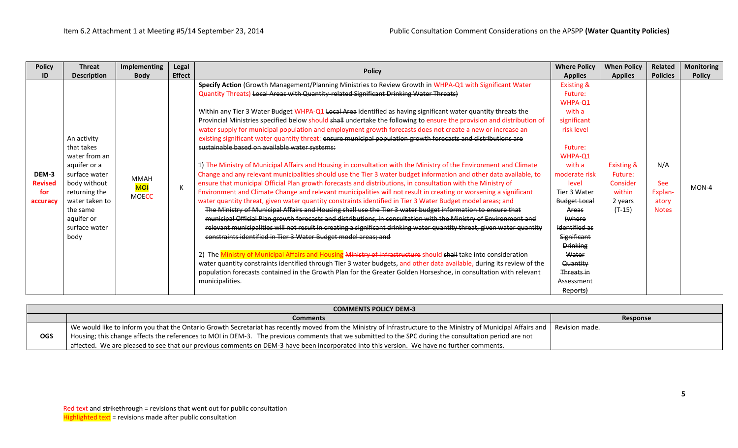| Policy ID | Threat Description | Implementing Body | Legal Effect | Policy | Where Policy Applies | When Policy Applies | Related Policies | Monitoring Policy |
|---|---|---|---|---|---|---|---|---|
| DEM-3 Revised for accuracy | An activity that takes water from an aquifer or a surface water body without returning the water taken to the same aquifer or surface water body | MMAH ~~MOI~~ MOECC | K | **Specify Action** (Growth Management/Planning Ministries to Review Growth in WHPA-Q1 with Significant Water Quantity Threats) ~~Local Areas with Quantity-related Significant Drinking Water Threats)~~<br><br>Within any Tier 3 Water Budget WHPA-Q1 ~~Local Area~~ identified as having significant water quantity threats the Provincial Ministries specified below should ~~shall~~ undertake the following to ensure the provision and distribution of water supply for municipal population and employment growth forecasts does not create a new or increase an existing significant water quantity threat: ~~ensure municipal population growth forecasts and distributions are sustainable based on available water systems:~~<br><br>1) The Ministry of Municipal Affairs and Housing in consultation with the Ministry of the Environment and Climate Change and any relevant municipalities should use the Tier 3 water budget information and other data available, to ensure that municipal Official Plan growth forecasts and distributions, in consultation with the Ministry of Environment and Climate Change and relevant municipalities will not result in creating or worsening a significant water quantity threat, given water quantity constraints identified in Tier 3 Water Budget model areas; and<br>~~The Ministry of Municipal Affairs and Housing shall use the Tier 3 water budget information to ensure that municipal Official Plan growth forecasts and distributions, in consultation with the Ministry of Environment and relevant municipalities will not result in creating a significant drinking water quantity threat, given water quantity constraints identified in Tier 3 Water Budget model areas; and~~<br><br>2) The Ministry of Municipal Affairs and Housing ~~Ministry of Infrastructure~~ should ~~shall~~ take into consideration water quantity constraints identified through Tier 3 water budgets, and other data available, during its review of the population forecasts contained in the Growth Plan for the Greater Golden Horseshoe, in consultation with relevant municipalities. | Existing & Future: WHPA-Q1 with a significant risk level<br><br>Future: WHPA-Q1 with a moderate risk level<br>~~Tier 3 Water Budget Local Areas (where identified as Significant Drinking Water Quantity Threats in Assessment Reports)~~ | Existing & Future: Consider within 2 years (T-15) | N/A<br><br>See Explanatory Notes | MON-4 |

| COMMENTS POLICY DEM-3 | | |
|---|---|---|
| | **Comments** | **Response** |
| **OGS** | We would like to inform you that the Ontario Growth Secretariat has recently moved from the Ministry of Infrastructure to the Ministry of Municipal Affairs and Housing; this change affects the references to MOI in DEM-3. The previous comments that we submitted to the SPC during the consultation period are not affected. We are pleased to see that our previous comments on DEM-3 have been incorporated into this version. We have no further comments. | Revision made. |

Red text and ~~strikethrough~~ = revisions that went out for public consultation
Highlighted text = revisions made after public consultation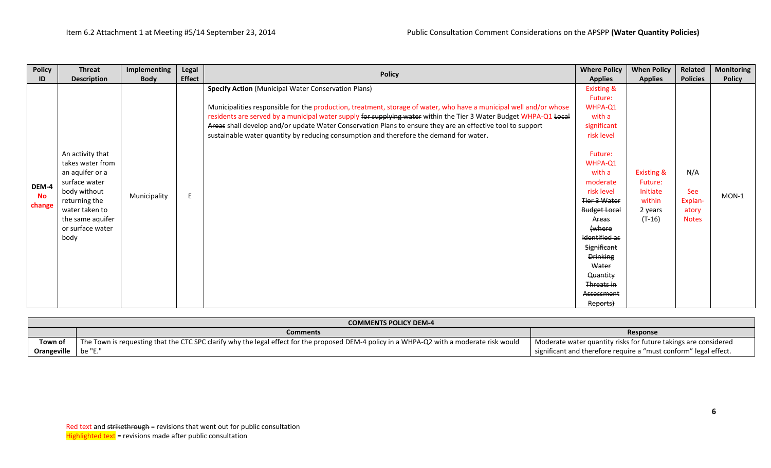| Policy ID | Threat Description | Implementing Body | Legal Effect | Policy | Where Policy Applies | When Policy Applies | Related Policies | Monitoring Policy |
|---|---|---|---|---|---|---|---|---|
| DEM-4 No change | An activity that takes water from an aquifer or a surface water body without returning the water taken to the same aquifer or surface water body | Municipality | E | **Specify Action** (Municipal Water Conservation Plans)<br><br>Municipalities responsible for the production, treatment, storage of water, who have a municipal well and/or whose residents are served by a municipal water supply ~~for supplying water~~ within the Tier 3 Water Budget WHPA-Q1 ~~Local Areas~~ shall develop and/or update Water Conservation Plans to ensure they are an effective tool to support sustainable water quantity by reducing consumption and therefore the demand for water. | Existing & Future: WHPA-Q1 with a significant risk level<br><br>Future: WHPA-Q1 with a moderate risk level ~~Tier 3 Water Budget Local Areas (where identified as Significant Drinking Water Quantity Threats in Assessment Reports)~~ | Existing & Future: Initiate within 2 years (T-16) | N/A<br><br>See Explanatory Notes | MON-1 |

| COMMENTS POLICY DEM-4 | | |
|---|---|---|
| | **Comments** | **Response** |
| **Town of Orangeville** | The Town is requesting that the CTC SPC clarify why the legal effect for the proposed DEM-4 policy in a WHPA-Q2 with a moderate risk would be "E." | Moderate water quantity risks for future takings are considered significant and therefore require a "must conform" legal effect. |

Red text and ~~strikethrough~~ = revisions that went out for public consultation
Highlighted text = revisions made after public consultation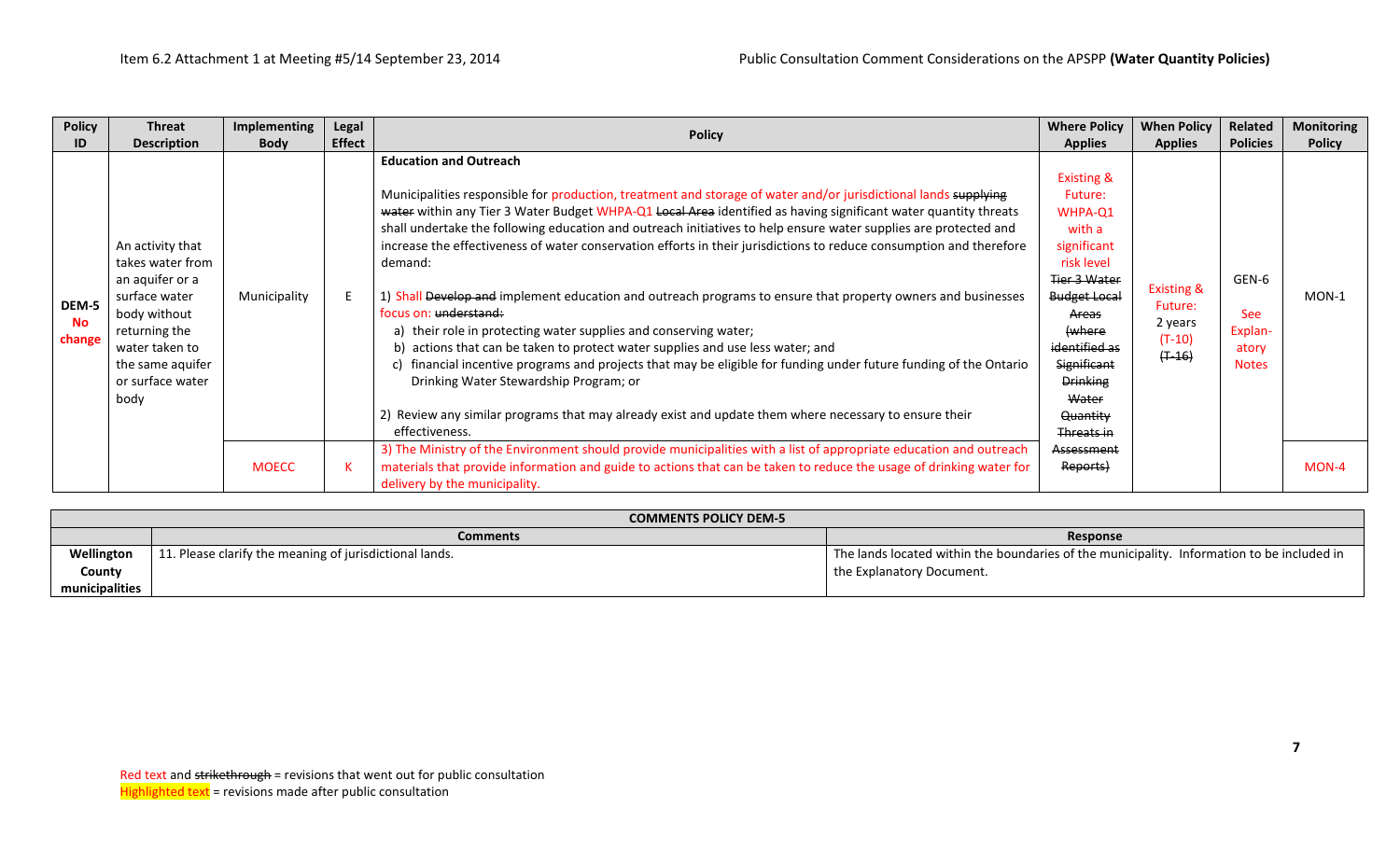| Policy ID | Threat Description | Implementing Body | Legal Effect | Policy | Where Policy Applies | When Policy Applies | Related Policies | Monitoring Policy |
|---|---|---|---|---|---|---|---|---|
| DEM-5 No change | An activity that takes water from an aquifer or a surface water body without returning the water taken to the same aquifer or surface water body | Municipality | E | **Education and Outreach**<br><br>Municipalities responsible for production, treatment and storage of water and/or jurisdictional lands ~~supplying water~~ within any Tier 3 Water Budget WHPA-Q1 ~~Local Area~~ identified as having significant water quantity threats shall undertake the following education and outreach initiatives to help ensure water supplies are protected and increase the effectiveness of water conservation efforts in their jurisdictions to reduce consumption and therefore demand:<br><br>1) Shall ~~Develop and~~ implement education and outreach programs to ensure that property owners and businesses focus on: ~~understand:~~<br>a) their role in protecting water supplies and conserving water;<br>b) actions that can be taken to protect water supplies and use less water; and<br>c) financial incentive programs and projects that may be eligible for funding under future funding of the Ontario Drinking Water Stewardship Program; or<br><br>2) Review any similar programs that may already exist and update them where necessary to ensure their effectiveness. | Existing & Future: WHPA-Q1 with a significant risk level ~~Tier 3 Water Budget Local Areas (where identified as Significant Drinking Water Quantity Threats in Assessment Reports)~~ | Existing & Future: 2 years (T-10) ~~(T-16)~~ | GEN-6<br><br>See Explanatory Notes | MON-1 |
| | | MOECC | K | 3) The Ministry of the Environment should provide municipalities with a list of appropriate education and outreach materials that provide information and guide to actions that can be taken to reduce the usage of drinking water for delivery by the municipality. | | | | MON-4 |

| COMMENTS POLICY DEM-5 | | |
|---|---|---|
| | **Comments** | **Response** |
| **Wellington County municipalities** | 11. Please clarify the meaning of jurisdictional lands. | The lands located within the boundaries of the municipality. Information to be included in the Explanatory Document. |

Red text and ~~strikethrough~~ = revisions that went out for public consultation
Highlighted text = revisions made after public consultation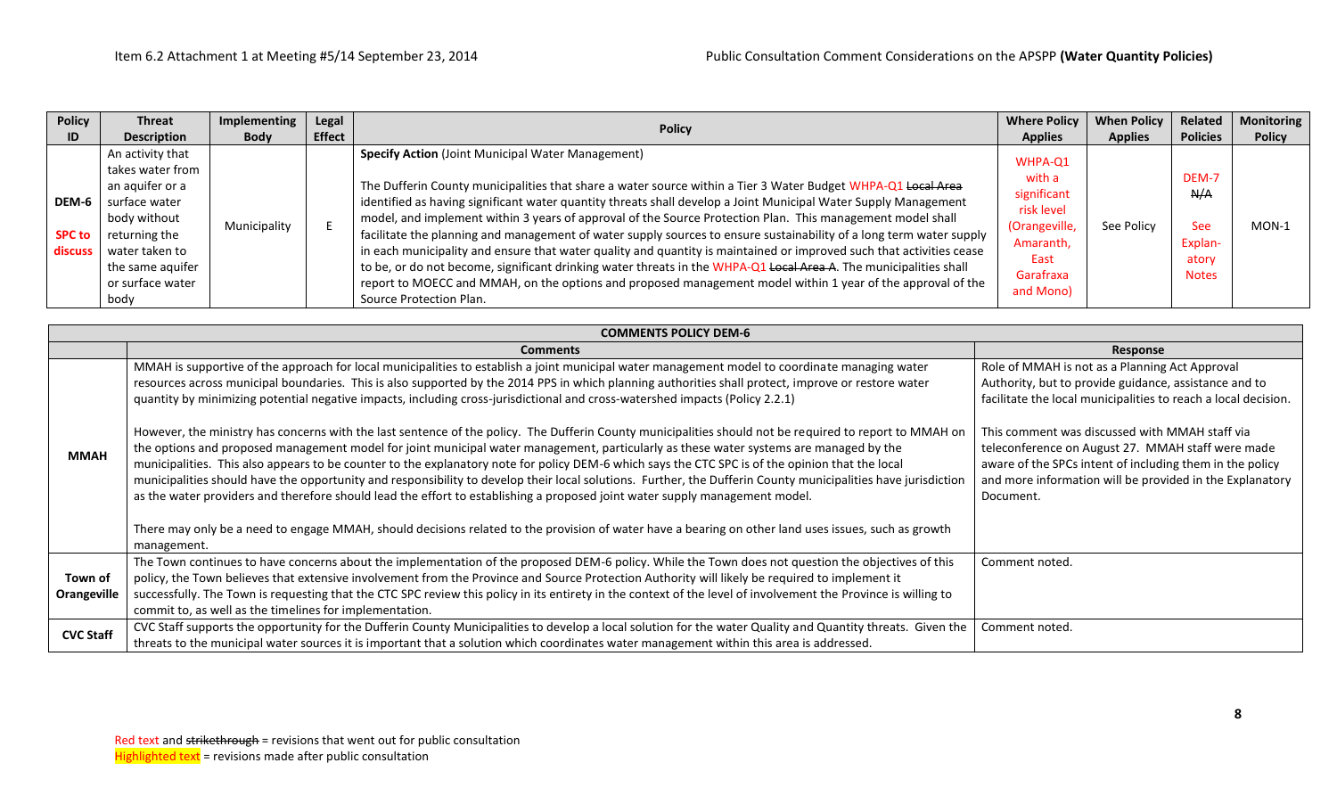| Policy ID | Threat Description | Implementing Body | Legal Effect | Policy | Where Policy Applies | When Policy Applies | Related Policies | Monitoring Policy |
|---|---|---|---|---|---|---|---|---|
| DEM-6 SPC to discuss | An activity that takes water from an aquifer or a surface water body without returning the water taken to the same aquifer or surface water body | Municipality | E | **Specify Action** (Joint Municipal Water Management) The Dufferin County municipalities that share a water source within a Tier 3 Water Budget WHPA-Q1 ~~Local Area~~ identified as having significant water quantity threats shall develop a Joint Municipal Water Supply Management model, and implement within 3 years of approval of the Source Protection Plan. This management model shall facilitate the planning and management of water supply sources to ensure sustainability of a long term water supply in each municipality and ensure that water quality and quantity is maintained or improved such that activities cease to be, or do not become, significant drinking water threats in the WHPA-Q1 ~~Local Area A~~. The municipalities shall report to MOECC and MMAH, on the options and proposed management model within 1 year of the approval of the Source Protection Plan. | WHPA-Q1 with a significant risk level (Orangeville, Amaranth, East Garafraxa and Mono) | See Policy | DEM-7 ~~N/A~~ See Explanatory Notes | MON-1 |

| COMMENTS POLICY DEM-6 | | |
|---|---|---|
| | **Comments** | **Response** |
| **MMAH** | MMAH is supportive of the approach for local municipalities to establish a joint municipal water management model to coordinate managing water resources across municipal boundaries. This is also supported by the 2014 PPS in which planning authorities shall protect, improve or restore water quantity by minimizing potential negative impacts, including cross-jurisdictional and cross-watershed impacts (Policy 2.2.1)<br><br>However, the ministry has concerns with the last sentence of the policy. The Dufferin County municipalities should not be required to report to MMAH on the options and proposed management model for joint municipal water management, particularly as these water systems are managed by the municipalities. This also appears to be counter to the explanatory note for policy DEM-6 which says the CTC SPC is of the opinion that the local municipalities should have the opportunity and responsibility to develop their local solutions. Further, the Dufferin County municipalities have jurisdiction as the water providers and therefore should lead the effort to establishing a proposed joint water supply management model.<br><br>There may only be a need to engage MMAH, should decisions related to the provision of water have a bearing on other land uses issues, such as growth management. | Role of MMAH is not as a Planning Act Approval Authority, but to provide guidance, assistance and to facilitate the local municipalities to reach a local decision.<br><br>This comment was discussed with MMAH staff via teleconference on August 27. MMAH staff were made aware of the SPCs intent of including them in the policy and more information will be provided in the Explanatory Document. |
| **Town of Orangeville** | The Town continues to have concerns about the implementation of the proposed DEM-6 policy. While the Town does not question the objectives of this policy, the Town believes that extensive involvement from the Province and Source Protection Authority will likely be required to implement it successfully. The Town is requesting that the CTC SPC review this policy in its entirety in the context of the level of involvement the Province is willing to commit to, as well as the timelines for implementation. | Comment noted. |
| **CVC Staff** | CVC Staff supports the opportunity for the Dufferin County Municipalities to develop a local solution for the water Quality and Quantity threats. Given the threats to the municipal water sources it is important that a solution which coordinates water management within this area is addressed. | Comment noted. |

Red text and ~~strikethrough~~ = revisions that went out for public consultation
Highlighted text = revisions made after public consultation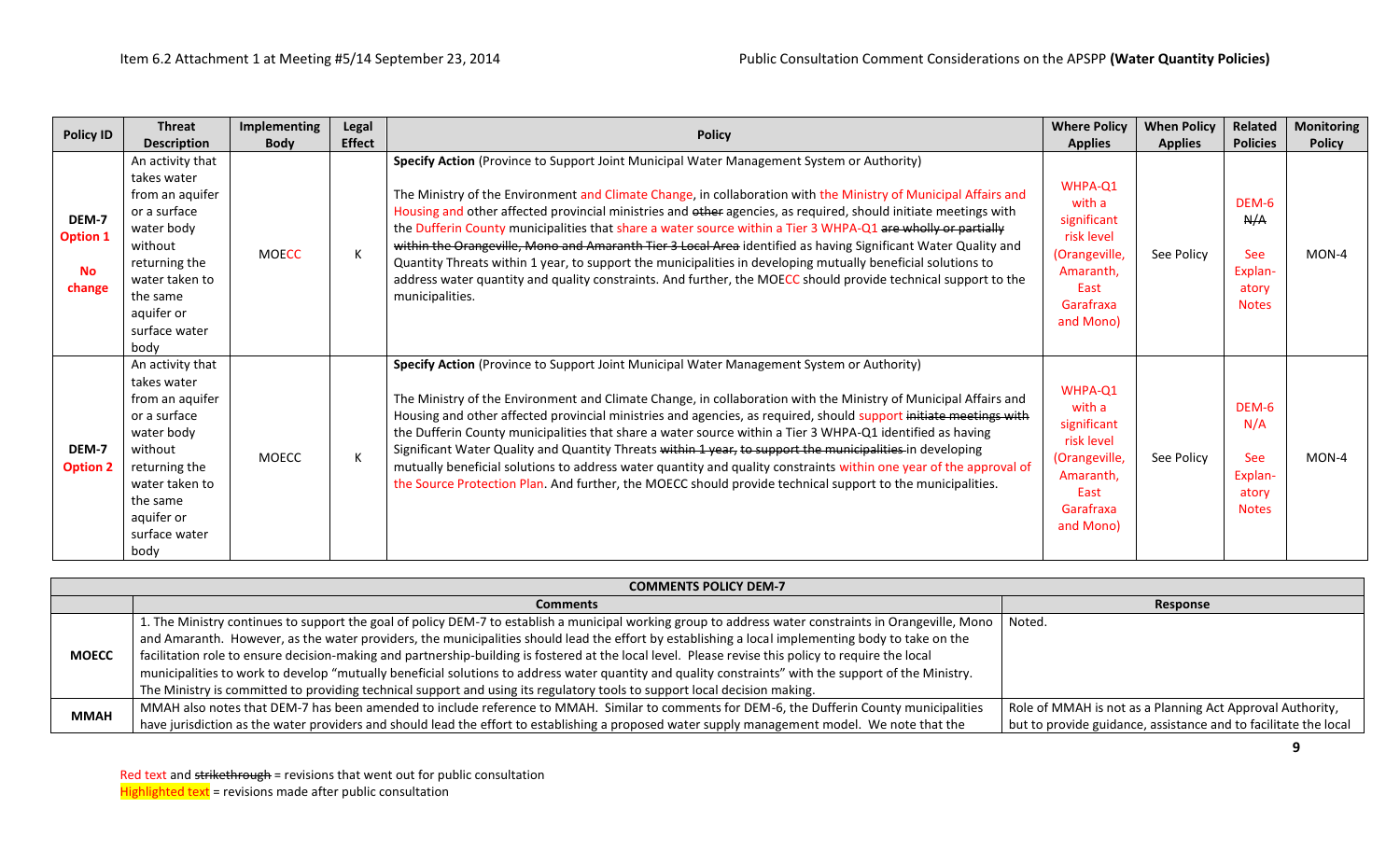| Policy ID | Threat Description | Implementing Body | Legal Effect | Policy | Where Policy Applies | When Policy Applies | Related Policies | Monitoring Policy |
|---|---|---|---|---|---|---|---|---|
| DEM-7 Option 1 No change | An activity that takes water from an aquifer or a surface water body without returning the water taken to the same aquifer or surface water body | MOECC | K | **Specify Action** (Province to Support Joint Municipal Water Management System or Authority)<br><br>The Ministry of the Environment and Climate Change, in collaboration with the Ministry of Municipal Affairs and Housing and other affected provincial ministries and ~~other~~ agencies, as required, should initiate meetings with the Dufferin County municipalities that share a water source within a Tier 3 WHPA-Q1 ~~are wholly or partially within the Orangeville, Mono and Amaranth Tier 3 Local Area~~ identified as having Significant Water Quality and Quantity Threats within 1 year, to support the municipalities in developing mutually beneficial solutions to address water quantity and quality constraints. And further, the MOECC should provide technical support to the municipalities. | WHPA-Q1 with a significant risk level (Orangeville, Amaranth, East Garafraxa and Mono) | See Policy | DEM-6 ~~N/A~~<br><br>See Explan-atory Notes | MON-4 |
| DEM-7 Option 2 | An activity that takes water from an aquifer or a surface water body without returning the water taken to the same aquifer or surface water body | MOECC | K | **Specify Action** (Province to Support Joint Municipal Water Management System or Authority)<br><br>The Ministry of the Environment and Climate Change, in collaboration with the Ministry of Municipal Affairs and Housing and other affected provincial ministries and agencies, as required, should support ~~initiate meetings with~~ the Dufferin County municipalities that share a water source within a Tier 3 WHPA-Q1 identified as having Significant Water Quality and Quantity Threats ~~within 1 year, to support the municipalities~~ in developing mutually beneficial solutions to address water quantity and quality constraints within one year of the approval of the Source Protection Plan. And further, the MOECC should provide technical support to the municipalities. | WHPA-Q1 with a significant risk level (Orangeville, Amaranth, East Garafraxa and Mono) | See Policy | DEM-6 N/A<br><br>See Explan-atory Notes | MON-4 |

| COMMENTS POLICY DEM-7 | | |
|---|---|---|
| | **Comments** | **Response** |
| **MOECC** | 1. The Ministry continues to support the goal of policy DEM-7 to establish a municipal working group to address water constraints in Orangeville, Mono and Amaranth. However, as the water providers, the municipalities should lead the effort by establishing a local implementing body to take on the facilitation role to ensure decision-making and partnership-building is fostered at the local level. Please revise this policy to require the local municipalities to work to develop "mutually beneficial solutions to address water quantity and quality constraints" with the support of the Ministry. The Ministry is committed to providing technical support and using its regulatory tools to support local decision making. | Noted. |
| **MMAH** | MMAH also notes that DEM-7 has been amended to include reference to MMAH. Similar to comments for DEM-6, the Dufferin County municipalities have jurisdiction as the water providers and should lead the effort to establishing a proposed water supply management model. We note that the | Role of MMAH is not as a Planning Act Approval Authority, but to provide guidance, assistance and to facilitate the local |

Red text and ~~strikethrough~~ = revisions that went out for public consultation
Highlighted text = revisions made after public consultation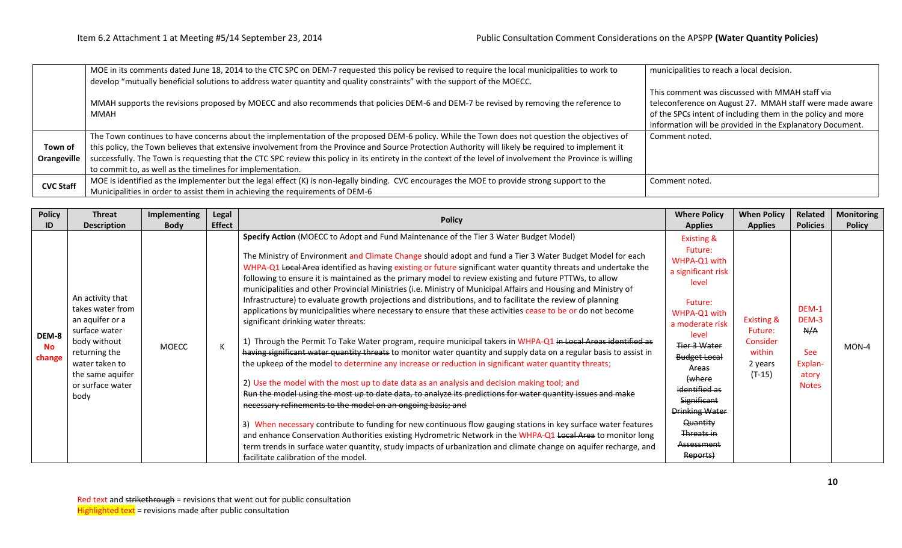| | | |
|---|---|---|
| | MOE in its comments dated June 18, 2014 to the CTC SPC on DEM-7 requested this policy be revised to require the local municipalities to work to develop "mutually beneficial solutions to address water quantity and quality constraints" with the support of the MOECC.<br><br>MMAH supports the revisions proposed by MOECC and also recommends that policies DEM-6 and DEM-7 be revised by removing the reference to MMAH | municipalities to reach a local decision.<br><br>This comment was discussed with MMAH staff via teleconference on August 27. MMAH staff were made aware of the SPCs intent of including them in the policy and more information will be provided in the Explanatory Document. |
| **Town of Orangeville** | The Town continues to have concerns about the implementation of the proposed DEM-6 policy. While the Town does not question the objectives of this policy, the Town believes that extensive involvement from the Province and Source Protection Authority will likely be required to implement it successfully. The Town is requesting that the CTC SPC review this policy in its entirety in the context of the level of involvement the Province is willing to commit to, as well as the timelines for implementation. | Comment noted. |
| **CVC Staff** | MOE is identified as the implementer but the legal effect (K) is non-legally binding. CVC encourages the MOE to provide strong support to the Municipalities in order to assist them in achieving the requirements of DEM-6 | Comment noted. |

| Policy ID | Threat Description | Implementing Body | Legal Effect | Policy | Where Policy Applies | When Policy Applies | Related Policies | Monitoring Policy |
|---|---|---|---|---|---|---|---|---|
| **DEM-8 No change** | An activity that takes water from an aquifer or a surface water body without returning the water taken to the same aquifer or surface water body | MOECC | K | **Specify Action** (MOECC to Adopt and Fund Maintenance of the Tier 3 Water Budget Model)<br><br>The Ministry of Environment and Climate Change should adopt and fund a Tier 3 Water Budget Model for each WHPA-Q1 ~~Local Area~~ identified as having existing or future significant water quantity threats and undertake the following to ensure it is maintained as the primary model to review existing and future PTTWs, to allow municipalities and other Provincial Ministries (i.e. Ministry of Municipal Affairs and Housing and Ministry of Infrastructure) to evaluate growth projections and distributions, and to facilitate the review of planning applications by municipalities where necessary to ensure that these activities cease to be or do not become significant drinking water threats:<br><br>1) Through the Permit To Take Water program, require municipal takers in WHPA-Q1 ~~in Local Areas identified as having significant water quantity threats~~ to monitor water quantity and supply data on a regular basis to assist in the upkeep of the model to determine any increase or reduction in significant water quantity threats;<br><br>2) Use the model with the most up to date data as an analysis and decision making tool; and ~~Run the model using the most up to date data, to analyze its predictions for water quantity issues and make necessary refinements to the model on an ongoing basis; and~~<br><br>3) When necessary contribute to funding for new continuous flow gauging stations in key surface water features and enhance Conservation Authorities existing Hydrometric Network in the WHPA-Q1 ~~Local Area~~ to monitor long term trends in surface water quantity, study impacts of urbanization and climate change on aquifer recharge, and facilitate calibration of the model. | Existing & Future: WHPA-Q1 with a significant risk level<br><br>Future: WHPA-Q1 with a moderate risk level<br><br>~~Tier 3 Water Budget Local Areas (where identified as Significant Drinking Water Quantity Threats in Assessment Reports)~~ | Existing & Future: Consider within 2 years (T-15) | DEM-1<br>DEM-3<br>~~N/A~~<br><br>See Explan-atory Notes | MON-4 |

Red text and ~~strikethrough~~ = revisions that went out for public consultation
Highlighted text = revisions made after public consultation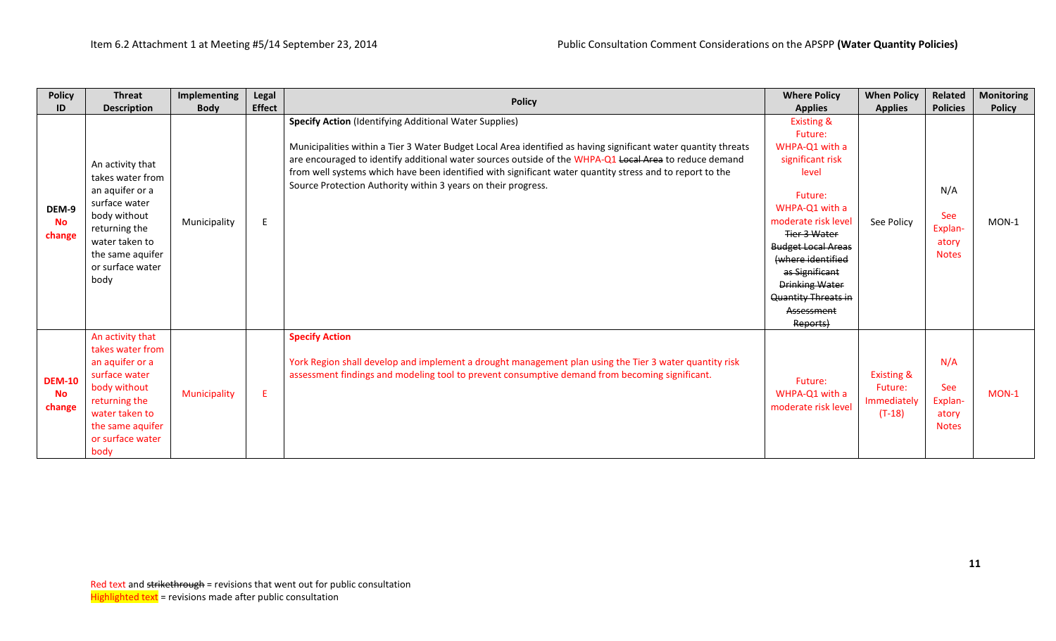| Policy ID | Threat Description | Implementing Body | Legal Effect | Policy | Where Policy Applies | When Policy Applies | Related Policies | Monitoring Policy |
|---|---|---|---|---|---|---|---|---|
| DEM-9 No change | An activity that takes water from an aquifer or a surface water body without returning the water taken to the same aquifer or surface water body | Municipality | E | **Specify Action** (Identifying Additional Water Supplies)<br><br>Municipalities within a Tier 3 Water Budget Local Area identified as having significant water quantity threats are encouraged to identify additional water sources outside of the WHPA-Q1 ~~Local Area~~ to reduce demand from well systems which have been identified with significant water quantity stress and to report to the Source Protection Authority within 3 years on their progress. | Existing & Future: WHPA-Q1 with a significant risk level<br><br>Future: WHPA-Q1 with a moderate risk level ~~Tier 3 Water Budget Local Areas (where identified as Significant Drinking Water Quantity Threats in Assessment Reports)~~ | See Policy | N/A<br><br>See Explanatory Notes | MON-1 |
| DEM-10 No change | An activity that takes water from an aquifer or a surface water body without returning the water taken to the same aquifer or surface water body | Municipality | E | **Specify Action**<br><br>York Region shall develop and implement a drought management plan using the Tier 3 water quantity risk assessment findings and modeling tool to prevent consumptive demand from becoming significant. | Future: WHPA-Q1 with a moderate risk level | Existing & Future: Immediately (T-18) | N/A<br><br>See Explanatory Notes | MON-1 |

Red text and ~~strikethrough~~ = revisions that went out for public consultation
Highlighted text = revisions made after public consultation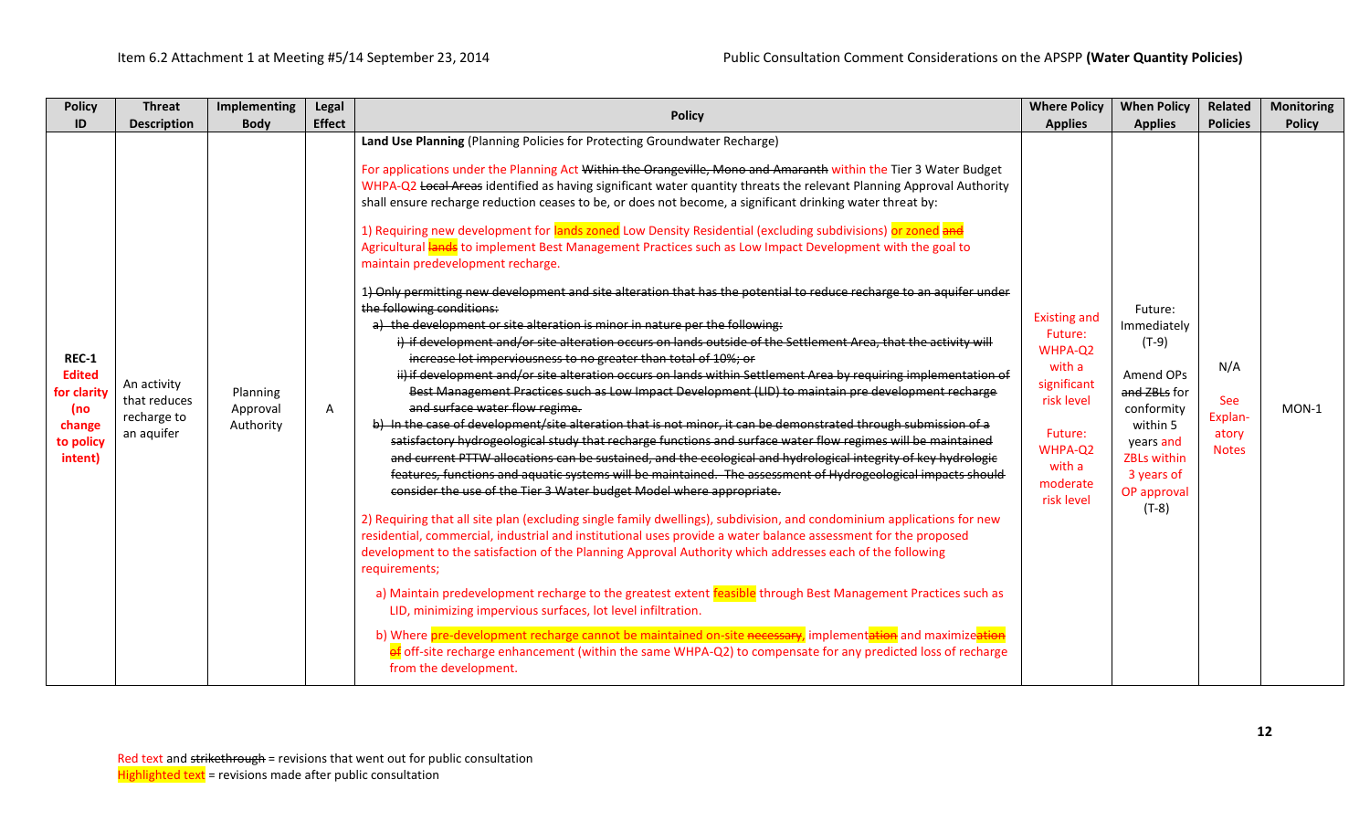| Policy ID | Threat Description | Implementing Body | Legal Effect | Policy | Where Policy Applies | When Policy Applies | Related Policies | Monitoring Policy |
|---|---|---|---|---|---|---|---|---|
| **REC-1** **Edited for clarity (no change to policy intent)** | An activity that reduces recharge to an aquifer | Planning Approval Authority | A | **Land Use Planning** (Planning Policies for Protecting Groundwater Recharge)<br><br>For applications under the Planning Act ~~Within the Orangeville, Mono and Amaranth~~ within the Tier 3 Water Budget WHPA-Q2 ~~Local Areas~~ identified as having significant water quantity threats the relevant Planning Approval Authority shall ensure recharge reduction ceases to be, or does not become, a significant drinking water threat by:<br><br>1) Requiring new development for lands zoned Low Density Residential (excluding subdivisions) or zoned ~~and~~ Agricultural ~~lands~~ to implement Best Management Practices such as Low Impact Development with the goal to maintain predevelopment recharge.<br><br>~~1) Only permitting new development and site alteration that has the potential to reduce recharge to an aquifer under the following conditions:~~<br>~~a) the development or site alteration is minor in nature per the following:~~<br>~~i) if development and/or site alteration occurs on lands outside of the Settlement Area, that the activity will increase lot imperviousness to no greater than total of 10%; or~~<br>~~ii) if development and/or site alteration occurs on lands within Settlement Area by requiring implementation of Best Management Practices such as Low Impact Development (LID) to maintain pre development recharge and surface water flow regime.~~<br>~~b) In the case of development/site alteration that is not minor, it can be demonstrated through submission of a satisfactory hydrogeological study that recharge functions and surface water flow regimes will be maintained and current PTTW allocations can be sustained, and the ecological and hydrological integrity of key hydrologic features, functions and aquatic systems will be maintained. The assessment of Hydrogeological impacts should consider the use of the Tier 3 Water budget Model where appropriate.~~<br><br>2) Requiring that all site plan (excluding single family dwellings), subdivision, and condominium applications for new residential, commercial, industrial and institutional uses provide a water balance assessment for the proposed development to the satisfaction of the Planning Approval Authority which addresses each of the following requirements;<br><br>a) Maintain predevelopment recharge to the greatest extent feasible through Best Management Practices such as LID, minimizing impervious surfaces, lot level infiltration.<br><br>b) Where pre-development recharge cannot be maintained on-site ~~necessary~~, implement~~ation~~ and maximize~~ation~~ ~~of~~ off-site recharge enhancement (within the same WHPA-Q2) to compensate for any predicted loss of recharge from the development. | Existing and Future: WHPA-Q2 with a significant risk level<br><br>Future: WHPA-Q2 with a moderate risk level | Future: Immediately (T-9)<br><br>Amend OPs ~~and ZBLs~~ for conformity within 5 years and ZBLs within 3 years of OP approval (T-8) | N/A<br><br>See Explan-atory Notes | MON-1 |

Red text and ~~strikethrough~~ = revisions that went out for public consultation
Highlighted text = revisions made after public consultation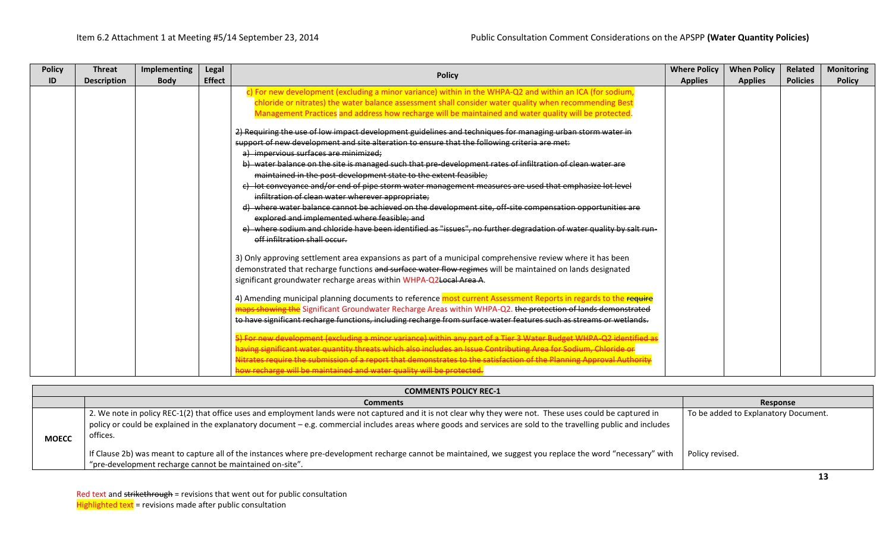| Policy ID | Threat Description | Implementing Body | Legal Effect | Policy | Where Policy Applies | When Policy Applies | Related Policies | Monitoring Policy |
|---|---|---|---|---|---|---|---|---|
| | | | | c) For new development (excluding a minor variance) within in the WHPA-Q2 and within an ICA (for sodium, chloride or nitrates) the water balance assessment shall consider water quality when recommending Best Management Practices and address how recharge will be maintained and water quality will be protected.<br><br>~~2) Requiring the use of low impact development guidelines and techniques for managing urban storm water in support of new development and site alteration to ensure that the following criteria are met:~~<br>~~a) impervious surfaces are minimized;~~<br>~~b) water balance on the site is managed such that pre-development rates of infiltration of clean water are maintained in the post-development state to the extent feasible;~~<br>~~c) lot conveyance and/or end of pipe storm water management measures are used that emphasize lot level infiltration of clean water wherever appropriate;~~<br>~~d) where water balance cannot be achieved on the development site, off-site compensation opportunities are explored and implemented where feasible; and~~<br>~~e) where sodium and chloride have been identified as "issues", no further degradation of water quality by salt run-off infiltration shall occur.~~<br><br>3) Only approving settlement area expansions as part of a municipal comprehensive review where it has been demonstrated that recharge functions ~~and surface water flow regimes~~ will be maintained on lands designated significant groundwater recharge areas within WHPA-Q2 ~~Local Area A~~.<br><br>4) Amending municipal planning documents to reference most current Assessment Reports in regards to the ~~require maps showing the~~ Significant Groundwater Recharge Areas within WHPA-Q2. ~~the protection of lands demonstrated to have significant recharge functions, including recharge from surface water features such as streams or wetlands.~~<br><br>~~5) For new development (excluding a minor variance) within any part of a Tier 3 Water Budget WHPA-Q2 identified as having significant water quantity threats which also includes an Issue Contributing Area for Sodium, Chloride or Nitrates require the submission of a report that demonstrates to the satisfaction of the Planning Approval Authority how recharge will be maintained and water quality will be protected.~~ | | | | |

| | COMMENTS POLICY REC-1 | |
|---|---|---|
| | **Comments** | **Response** |
| **MOECC** | 2. We note in policy REC-1(2) that office uses and employment lands were not captured and it is not clear why they were not. These uses could be captured in policy or could be explained in the explanatory document – e.g. commercial includes areas where goods and services are sold to the travelling public and includes offices. | To be added to Explanatory Document. |
| | If Clause 2b) was meant to capture all of the instances where pre-development recharge cannot be maintained, we suggest you replace the word "necessary" with "pre-development recharge cannot be maintained on-site". | Policy revised. |

Red text and ~~strikethrough~~ = revisions that went out for public consultation
Highlighted text = revisions made after public consultation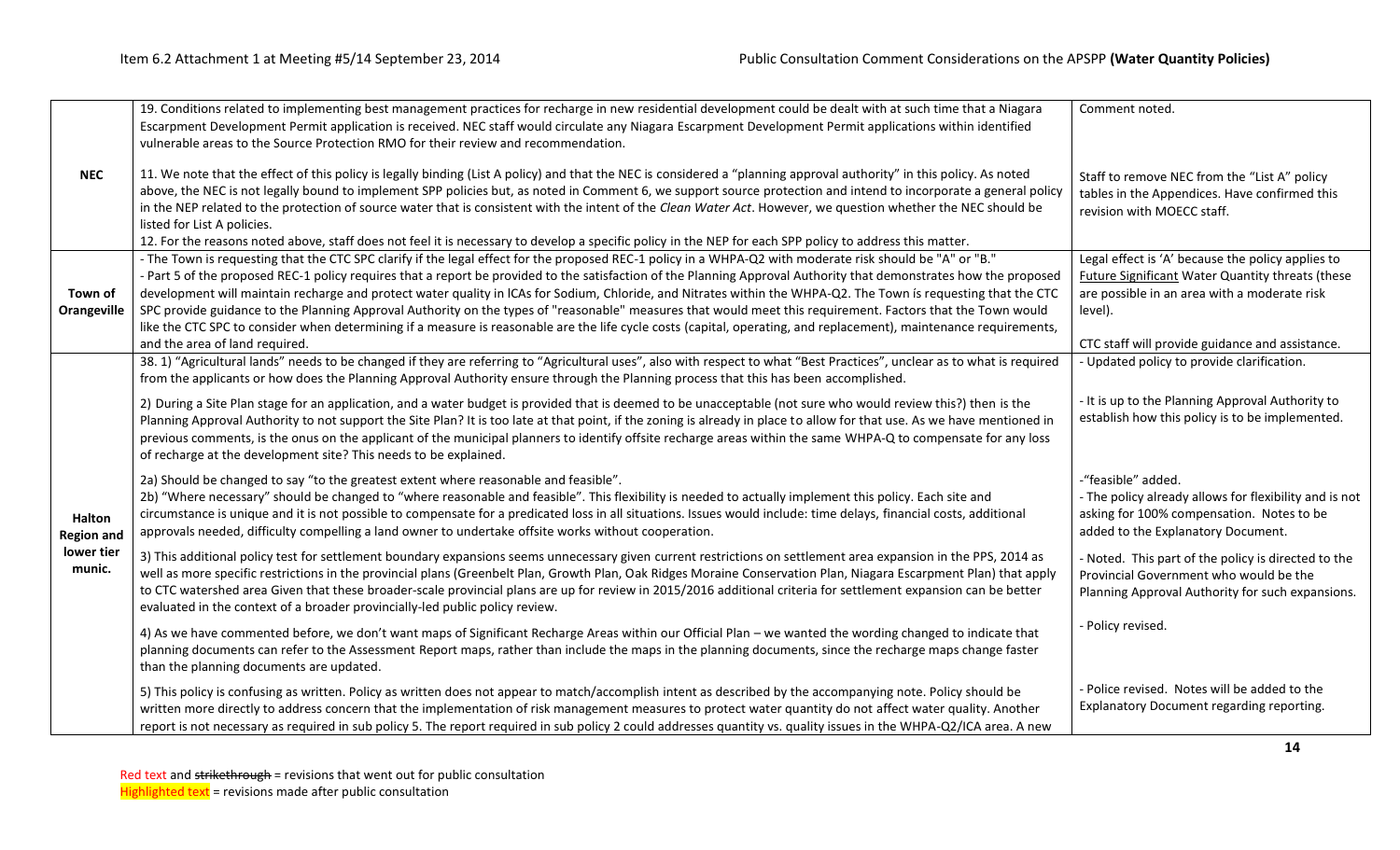| | | |
|---|---|---|
| **NEC** | 19. Conditions related to implementing best management practices for recharge in new residential development could be dealt with at such time that a Niagara Escarpment Development Permit application is received. NEC staff would circulate any Niagara Escarpment Development Permit applications within identified vulnerable areas to the Source Protection RMO for their review and recommendation.<br><br>11. We note that the effect of this policy is legally binding (List A policy) and that the NEC is considered a "planning approval authority" in this policy. As noted above, the NEC is not legally bound to implement SPP policies but, as noted in Comment 6, we support source protection and intend to incorporate a general policy in the NEP related to the protection of source water that is consistent with the intent of the *Clean Water Act*. However, we question whether the NEC should be listed for List A policies.<br>12. For the reasons noted above, staff does not feel it is necessary to develop a specific policy in the NEP for each SPP policy to address this matter. | Comment noted.<br><br>Staff to remove NEC from the "List A" policy tables in the Appendices. Have confirmed this revision with MOECC staff. |
| **Town of Orangeville** | - The Town is requesting that the CTC SPC clarify if the legal effect for the proposed REC-1 policy in a WHPA-Q2 with moderate risk should be "A" or "B."<br>- Part 5 of the proposed REC-1 policy requires that a report be provided to the satisfaction of the Planning Approval Authority that demonstrates how the proposed development will maintain recharge and protect water quality in ICAs for Sodium, Chloride, and Nitrates within the WHPA-Q2. The Town is requesting that the CTC SPC provide guidance to the Planning Approval Authority on the types of "reasonable" measures that would meet this requirement. Factors that the Town would like the CTC SPC to consider when determining if a measure is reasonable are the life cycle costs (capital, operating, and replacement), maintenance requirements, and the area of land required. | Legal effect is 'A' because the policy applies to Future Significant Water Quantity threats (these are possible in an area with a moderate risk level).<br><br>CTC staff will provide guidance and assistance. |
| **Halton Region and lower tier munic.** | 38. 1) "Agricultural lands" needs to be changed if they are referring to "Agricultural uses", also with respect to what "Best Practices", unclear as to what is required from the applicants or how does the Planning Approval Authority ensure through the Planning process that this has been accomplished.<br><br>2) During a Site Plan stage for an application, and a water budget is provided that is deemed to be unacceptable (not sure who would review this?) then is the Planning Approval Authority to not support the Site Plan? It is too late at that point, if the zoning is already in place to allow for that use. As we have mentioned in previous comments, is the onus on the applicant of the municipal planners to identify offsite recharge areas within the same WHPA-Q to compensate for any loss of recharge at the development site? This needs to be explained.<br><br>2a) Should be changed to say "to the greatest extent where reasonable and feasible".<br>2b) "Where necessary" should be changed to "where reasonable and feasible". This flexibility is needed to actually implement this policy. Each site and circumstance is unique and it is not possible to compensate for a predicated loss in all situations. Issues would include: time delays, financial costs, additional approvals needed, difficulty compelling a land owner to undertake offsite works without cooperation.<br><br>3) This additional policy test for settlement boundary expansions seems unnecessary given current restrictions on settlement area expansion in the PPS, 2014 as well as more specific restrictions in the provincial plans (Greenbelt Plan, Growth Plan, Oak Ridges Moraine Conservation Plan, Niagara Escarpment Plan) that apply to CTC watershed area Given that these broader-scale provincial plans are up for review in 2015/2016 additional criteria for settlement expansion can be better evaluated in the context of a broader provincially-led public policy review.<br><br>4) As we have commented before, we don't want maps of Significant Recharge Areas within our Official Plan – we wanted the wording changed to indicate that planning documents can refer to the Assessment Report maps, rather than include the maps in the planning documents, since the recharge maps change faster than the planning documents are updated.<br><br>5) This policy is confusing as written. Policy as written does not appear to match/accomplish intent as described by the accompanying note. Policy should be written more directly to address concern that the implementation of risk management measures to protect water quantity do not affect water quality. Another report is not necessary as required in sub policy 5. The report required in sub policy 2 could addresses quantity vs. quality issues in the WHPA-Q2/ICA area. A new | - Updated policy to provide clarification.<br><br>- It is up to the Planning Approval Authority to establish how this policy is to be implemented.<br><br>-"feasible" added.<br>- The policy already allows for flexibility and is not asking for 100% compensation. Notes to be added to the Explanatory Document.<br><br>- Noted. This part of the policy is directed to the Provincial Government who would be the Planning Approval Authority for such expansions.<br><br>- Policy revised.<br><br>- Police revised. Notes will be added to the Explanatory Document regarding reporting. |

Red text and ~~strikethrough~~ = revisions that went out for public consultation
Highlighted text = revisions made after public consultation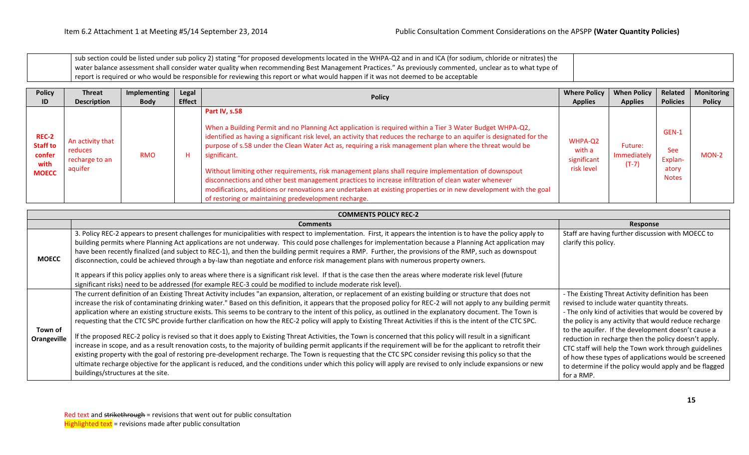| | sub section could be listed under sub policy 2) stating "for proposed developments located in the WHPA-Q2 and in and ICA (for sodium, chloride or nitrates) the water balance assessment shall consider water quality when recommending Best Management Practices." As previously commented, unclear as to what type of report is required or who would be responsible for reviewing this report or what would happen if it was not deemed to be acceptable | |
|---|---|---|

| Policy ID | Threat Description | Implementing Body | Legal Effect | Policy | Where Policy Applies | When Policy Applies | Related Policies | Monitoring Policy |
|---|---|---|---|---|---|---|---|---|
| REC-2 Staff to confer with MOECC | An activity that reduces recharge to an aquifer | RMO | H | **Part IV, s.58**<br><br>When a Building Permit and no Planning Act application is required within a Tier 3 Water Budget WHPA-Q2, identified as having a significant risk level, an activity that reduces the recharge to an aquifer is designated for the purpose of s.58 under the Clean Water Act as, requiring a risk management plan where the threat would be significant.<br><br>Without limiting other requirements, risk management plans shall require implementation of downspout disconnections and other best management practices to increase infiltration of clean water whenever modifications, additions or renovations are undertaken at existing properties or in new development with the goal of restoring or maintaining predevelopment recharge. | WHPA-Q2 with a significant risk level | Future: Immediately (T-7) | GEN-1<br><br>See Explan-atory Notes | MON-2 |

| COMMENTS POLICY REC-2 | | |
|---|---|---|
| | **Comments** | **Response** |
| **MOECC** | 3. Policy REC-2 appears to present challenges for municipalities with respect to implementation. First, it appears the intention is to have the policy apply to building permits where Planning Act applications are not underway. This could pose challenges for implementation because a Planning Act application may have been recently finalized (and subject to REC-1), and then the building permit requires a RMP. Further, the provisions of the RMP, such as downspout disconnection, could be achieved through a by-law than negotiate and enforce risk management plans with numerous property owners.<br><br>It appears if this policy applies only to areas where there is a significant risk level. If that is the case then the areas where moderate risk level (future significant risks) need to be addressed (for example REC-3 could be modified to include moderate risk level). | Staff are having further discussion with MOECC to clarify this policy. |
| **Town of Orangeville** | The current definition of an Existing Threat Activity includes "an expansion, alteration, or replacement of an existing building or structure that does not increase the risk of contaminating drinking water." Based on this definition, it appears that the proposed policy for REC-2 will not apply to any building permit application where an existing structure exists. This seems to be contrary to the intent of this policy, as outlined in the explanatory document. The Town is requesting that the CTC SPC provide further clarification on how the REC-2 policy will apply to Existing Threat Activities if this is the intent of the CTC SPC.<br><br>If the proposed REC-2 policy is revised so that it does apply to Existing Threat Activities, the Town is concerned that this policy will result in a significant increase in scope, and as a result renovation costs, to the majority of building permit applicants if the requirement will be for the applicant to retrofit their existing property with the goal of restoring pre-development recharge. The Town is requesting that the CTC SPC consider revising this policy so that the ultimate recharge objective for the applicant is reduced, and the conditions under which this policy will apply are revised to only include expansions or new buildings/structures at the site. | - The Existing Threat Activity definition has been revised to include water quantity threats.<br>- The only kind of activities that would be covered by the policy is any activity that would reduce recharge to the aquifer. If the development doesn't cause a reduction in recharge then the policy doesn't apply. CTC staff will help the Town work through guidelines of how these types of applications would be screened to determine if the policy would apply and be flagged for a RMP. |

Red text and ~~strikethrough~~ = revisions that went out for public consultation
Highlighted text = revisions made after public consultation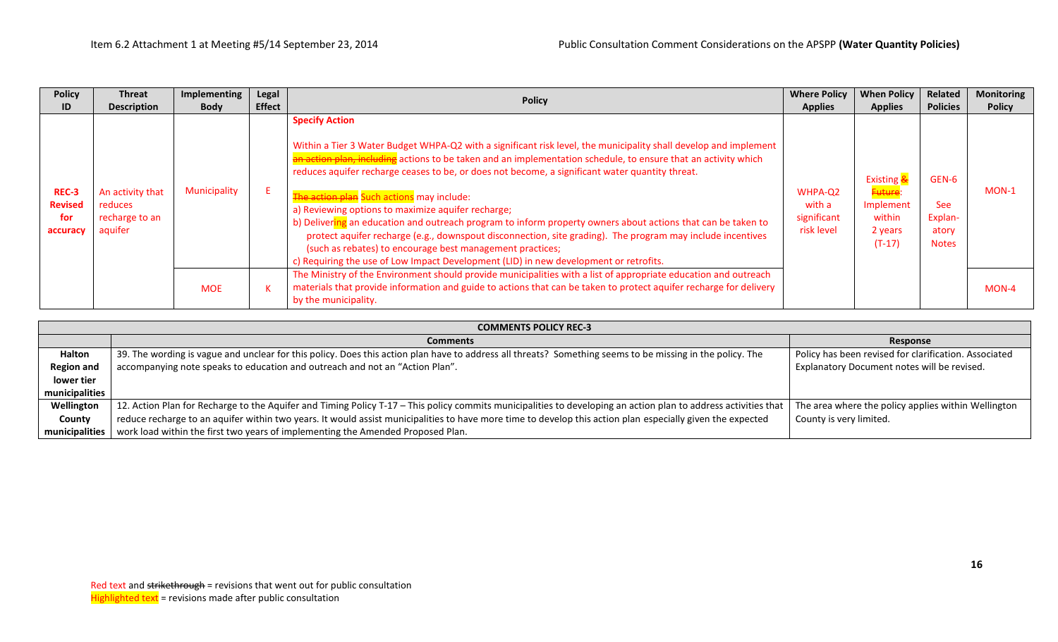| Policy ID | Threat Description | Implementing Body | Legal Effect | Policy | Where Policy Applies | When Policy Applies | Related Policies | Monitoring Policy |
|---|---|---|---|---|---|---|---|---|
| **REC-3 Revised for accuracy** | An activity that reduces recharge to an aquifer | Municipality | E | **Specify Action**<br><br>Within a Tier 3 Water Budget WHPA-Q2 with a significant risk level, the municipality shall develop and implement ~~an action plan, including~~ actions to be taken and an implementation schedule, to ensure that an activity which reduces aquifer recharge ceases to be, or does not become, a significant water quantity threat.<br><br>~~The action plan~~ Such actions may include:<br>a) Reviewing options to maximize aquifer recharge;<br>b) Delivering an education and outreach program to inform property owners about actions that can be taken to protect aquifer recharge (e.g., downspout disconnection, site grading). The program may include incentives (such as rebates) to encourage best management practices;<br>c) Requiring the use of Low Impact Development (LID) in new development or retrofits. | WHPA-Q2 with a significant risk level | Existing ~~& Future~~: Implement within 2 years (T-17) | GEN-6<br><br>See Explanatory Notes | MON-1 |
| | | MOE | K | The Ministry of the Environment should provide municipalities with a list of appropriate education and outreach materials that provide information and guide to actions that can be taken to protect aquifer recharge for delivery by the municipality. | | | | MON-4 |

| COMMENTS POLICY REC-3 | | |
|---|---|---|
| | **Comments** | **Response** |
| **Halton Region and lower tier municipalities** | 39. The wording is vague and unclear for this policy. Does this action plan have to address all threats? Something seems to be missing in the policy. The accompanying note speaks to education and outreach and not an "Action Plan". | Policy has been revised for clarification. Associated Explanatory Document notes will be revised. |
| **Wellington County municipalities** | 12. Action Plan for Recharge to the Aquifer and Timing Policy T-17 – This policy commits municipalities to developing an action plan to address activities that reduce recharge to an aquifer within two years. It would assist municipalities to have more time to develop this action plan especially given the expected work load within the first two years of implementing the Amended Proposed Plan. | The area where the policy applies within Wellington County is very limited. |

Red text and ~~strikethrough~~ = revisions that went out for public consultation
Highlighted text = revisions made after public consultation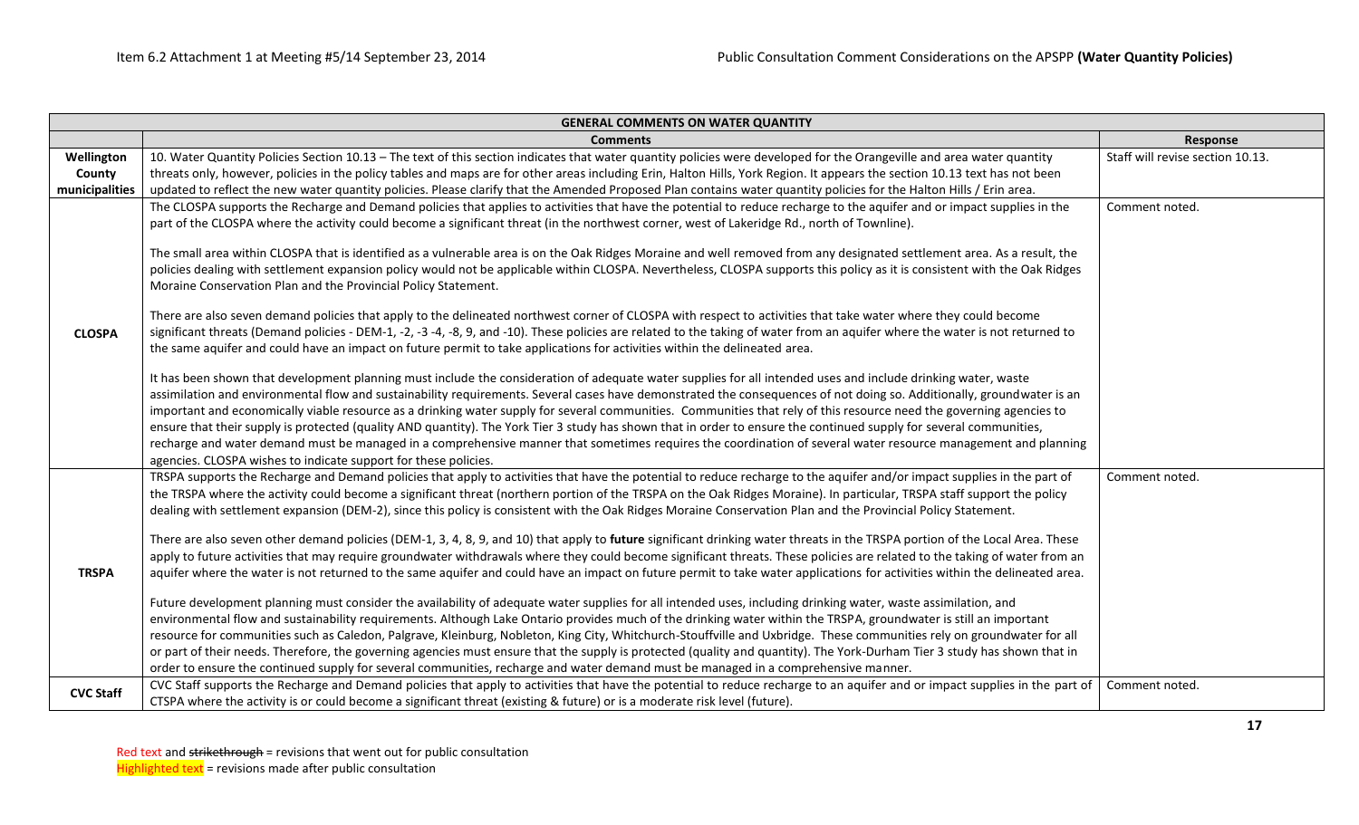| GENERAL COMMENTS ON WATER QUANTITY | | |
|---|---|---|
| | **Comments** | **Response** |
| **Wellington County municipalities** | 10. Water Quantity Policies Section 10.13 – The text of this section indicates that water quantity policies were developed for the Orangeville and area water quantity threats only, however, policies in the policy tables and maps are for other areas including Erin, Halton Hills, York Region. It appears the section 10.13 text has not been updated to reflect the new water quantity policies. Please clarify that the Amended Proposed Plan contains water quantity policies for the Halton Hills / Erin area. | Staff will revise section 10.13. |
| **CLOSPA** | The CLOSPA supports the Recharge and Demand policies that applies to activities that have the potential to reduce recharge to the aquifer and or impact supplies in the part of the CLOSPA where the activity could become a significant threat (in the northwest corner, west of Lakeridge Rd., north of Townline).<br><br>The small area within CLOSPA that is identified as a vulnerable area is on the Oak Ridges Moraine and well removed from any designated settlement area. As a result, the policies dealing with settlement expansion policy would not be applicable within CLOSPA. Nevertheless, CLOSPA supports this policy as it is consistent with the Oak Ridges Moraine Conservation Plan and the Provincial Policy Statement.<br><br>There are also seven demand policies that apply to the delineated northwest corner of CLOSPA with respect to activities that take water where they could become significant threats (Demand policies - DEM-1, -2, -3 -4, -8, 9, and -10). These policies are related to the taking of water from an aquifer where the water is not returned to the same aquifer and could have an impact on future permit to take applications for activities within the delineated area.<br><br>It has been shown that development planning must include the consideration of adequate water supplies for all intended uses and include drinking water, waste assimilation and environmental flow and sustainability requirements. Several cases have demonstrated the consequences of not doing so. Additionally, groundwater is an important and economically viable resource as a drinking water supply for several communities. Communities that rely of this resource need the governing agencies to ensure that their supply is protected (quality AND quantity). The York Tier 3 study has shown that in order to ensure the continued supply for several communities, recharge and water demand must be managed in a comprehensive manner that sometimes requires the coordination of several water resource management and planning agencies. CLOSPA wishes to indicate support for these policies. | Comment noted. |
| **TRSPA** | TRSPA supports the Recharge and Demand policies that apply to activities that have the potential to reduce recharge to the aquifer and/or impact supplies in the part of the TRSPA where the activity could become a significant threat (northern portion of the TRSPA on the Oak Ridges Moraine). In particular, TRSPA staff support the policy dealing with settlement expansion (DEM-2), since this policy is consistent with the Oak Ridges Moraine Conservation Plan and the Provincial Policy Statement.<br><br>There are also seven other demand policies (DEM-1, 3, 4, 8, 9, and 10) that apply to **future** significant drinking water threats in the TRSPA portion of the Local Area. These apply to future activities that may require groundwater withdrawals where they could become significant threats. These policies are related to the taking of water from an aquifer where the water is not returned to the same aquifer and could have an impact on future permit to take water applications for activities within the delineated area.<br><br>Future development planning must consider the availability of adequate water supplies for all intended uses, including drinking water, waste assimilation, and environmental flow and sustainability requirements. Although Lake Ontario provides much of the drinking water within the TRSPA, groundwater is still an important resource for communities such as Caledon, Palgrave, Kleinburg, Nobleton, King City, Whitchurch-Stouffville and Uxbridge. These communities rely on groundwater for all or part of their needs. Therefore, the governing agencies must ensure that the supply is protected (quality and quantity). The York-Durham Tier 3 study has shown that in order to ensure the continued supply for several communities, recharge and water demand must be managed in a comprehensive manner. | Comment noted. |
| **CVC Staff** | CVC Staff supports the Recharge and Demand policies that apply to activities that have the potential to reduce recharge to an aquifer and or impact supplies in the part of CTSPA where the activity is or could become a significant threat (existing & future) or is a moderate risk level (future). | Comment noted. |

Red text and ~~strikethrough~~ = revisions that went out for public consultation
Highlighted text = revisions made after public consultation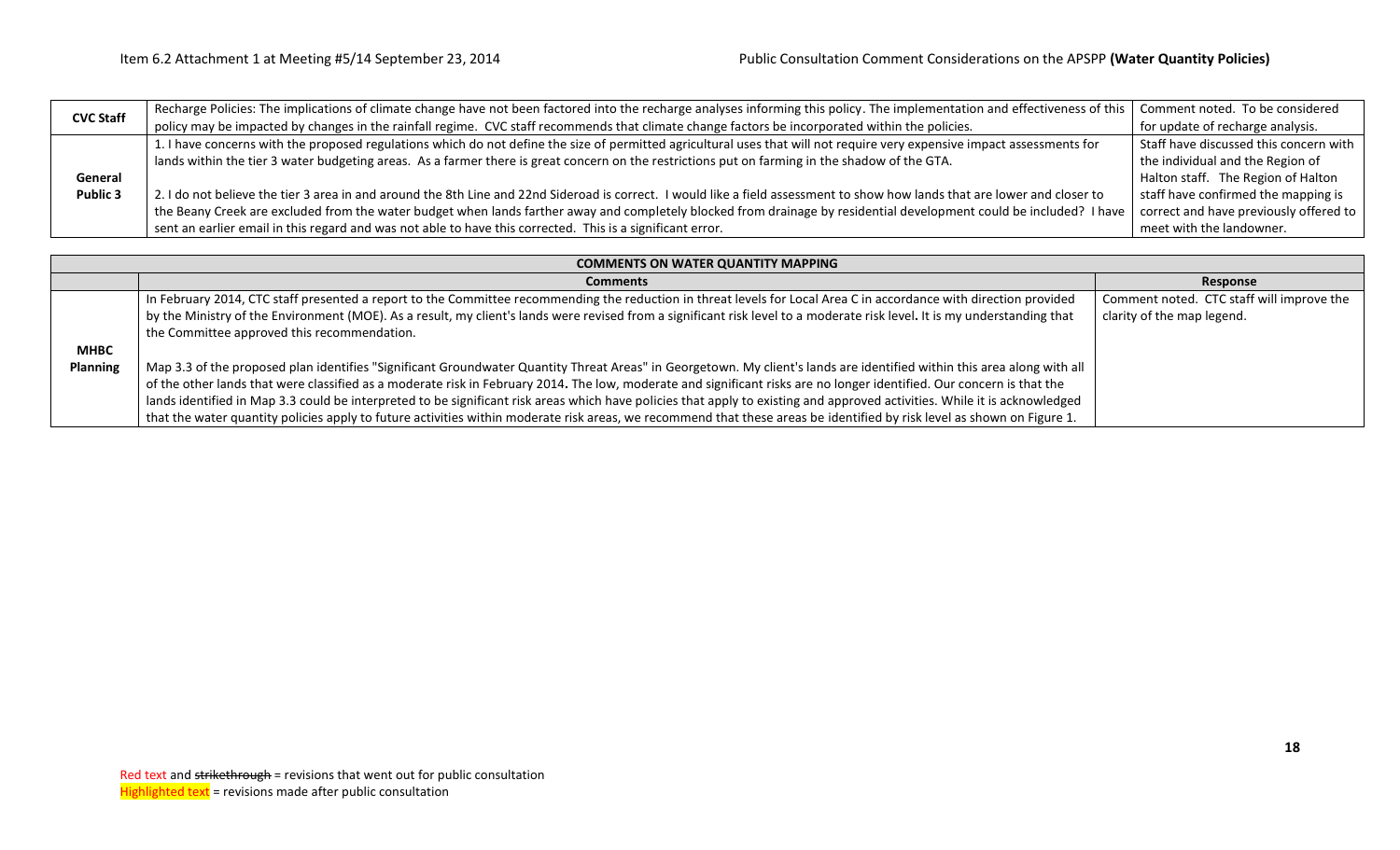| | | |
|---|---|---|
| **CVC Staff** | Recharge Policies: The implications of climate change have not been factored into the recharge analyses informing this policy. The implementation and effectiveness of this policy may be impacted by changes in the rainfall regime. CVC staff recommends that climate change factors be incorporated within the policies. | Comment noted. To be considered for update of recharge analysis. |
| **General Public 3** | 1. I have concerns with the proposed regulations which do not define the size of permitted agricultural uses that will not require very expensive impact assessments for lands within the tier 3 water budgeting areas. As a farmer there is great concern on the restrictions put on farming in the shadow of the GTA.<br><br>2. I do not believe the tier 3 area in and around the 8th Line and 22nd Sideroad is correct. I would like a field assessment to show how lands that are lower and closer to the Beany Creek are excluded from the water budget when lands farther away and completely blocked from drainage by residential development could be included? I have sent an earlier email in this regard and was not able to have this corrected. This is a significant error. | Staff have discussed this concern with the individual and the Region of Halton staff. The Region of Halton staff have confirmed the mapping is correct and have previously offered to meet with the landowner. |

| **COMMENTS ON WATER QUANTITY MAPPING** | | |
|---|---|---|
| | **Comments** | **Response** |
| **MHBC Planning** | In February 2014, CTC staff presented a report to the Committee recommending the reduction in threat levels for Local Area C in accordance with direction provided by the Ministry of the Environment (MOE). As a result, my client's lands were revised from a significant risk level to a moderate risk level**.** It is my understanding that the Committee approved this recommendation.<br><br>Map 3.3 of the proposed plan identifies "Significant Groundwater Quantity Threat Areas" in Georgetown. My client's lands are identified within this area along with all of the other lands that were classified as a moderate risk in February 2014. The low, moderate and significant risks are no longer identified. Our concern is that the lands identified in Map 3.3 could be interpreted to be significant risk areas which have policies that apply to existing and approved activities. While it is acknowledged that the water quantity policies apply to future activities within moderate risk areas, we recommend that these areas be identified by risk level as shown on Figure 1. | Comment noted. CTC staff will improve the clarity of the map legend. |

Red text and ~~strikethrough~~ = revisions that went out for public consultation
Highlighted text = revisions made after public consultation